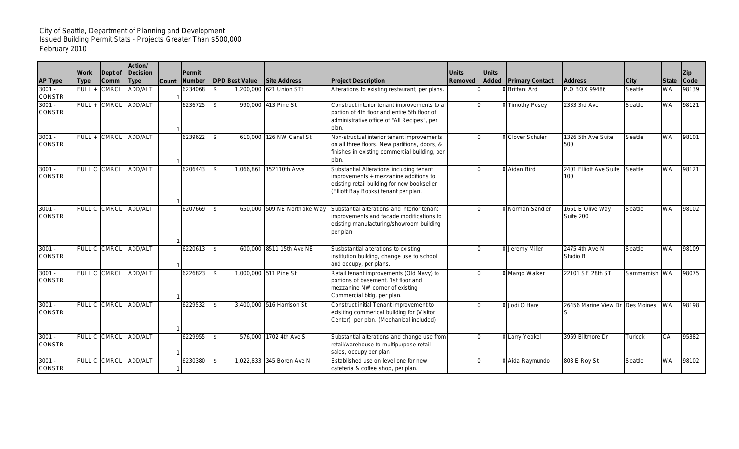City of Seattle, Department of Planning and Development
Issued Building Permit Stats - Projects Greater Than $500,000
February 2010

| AP Type | Work Type | Dept of Comm | Action/ Decision Type | Count | Permit Number | DPD Best Value | Site Address | Project Description | Units Removed | Units Added | Primary Contact | Address | City | State | Zip Code |
|---|---|---|---|---|---|---|---|---|---|---|---|---|---|---|---|
| 3001 - CONSTR | FULL + | CMRCL | ADD/ALT | 1 | 6234068 | $ 1,200,000 | 621 Union STt | Alterations to existing restaurant, per plans. | 0 | 0 | Brittani Ard | P.O BOX 99486 | Seattle | WA | 98139 |
| 3001 - CONSTR | FULL + | CMRCL | ADD/ALT | 1 | 6236725 | $ 990,000 | 413 Pine St | Construct interior tenant improvements to a portion of 4th floor and entire 5th floor of administrative office of "All Recipes", per plan. | 0 | 0 | Timothy Posey | 2333 3rd Ave | Seattle | WA | 98121 |
| 3001 - CONSTR | FULL + | CMRCL | ADD/ALT | 1 | 6239622 | $ 610,000 | 126 NW Canal St | Non-structual interior tenant improvements on all three floors. New partitions, doors, & finishes in existing commercial building, per plan. | 0 | 0 | Clover Schuler | 1326 5th Ave Suite 500 | Seattle | WA | 98101 |
| 3001 - CONSTR | FULL C | CMRCL | ADD/ALT | 1 | 6206443 | $ 1,066,861 | 152110th Avve | Substantial Alterations including tenant improvements + mezzanine additions to existing retail building for new bookseller (Elliott Bay Books) tenant per plan. | 0 | 0 | Aidan Bird | 2401 Elliott Ave Suite 100 | Seattle | WA | 98121 |
| 3001 - CONSTR | FULL C | CMRCL | ADD/ALT | 1 | 6207669 | $ 650,000 | 509 NE Northlake Way | Substantial alterations and interior tenant improvements and facade modifications to existing manufacturing/showroom building per plan | 0 | 0 | Norman Sandler | 1661 E Olive Way Suite 200 | Seattle | WA | 98102 |
| 3001 - CONSTR | FULL C | CMRCL | ADD/ALT | 1 | 6220613 | $ 600,000 | 8511 15th Ave NE | Susbstantial alterations to existing institution building, change use to school and occupy, per plans. | 0 | 0 | Jeremy Miller | 2475 4th Ave N, Studio B | Seattle | WA | 98109 |
| 3001 - CONSTR | FULL C | CMRCL | ADD/ALT | 1 | 6226823 | $ 1,000,000 | 511 Pine St | Retail tenant improvements (Old Navy) to portions of basement, 1st floor and mezzanine NW corner of existing Commercial bldg, per plan. | 0 | 0 | Margo Walker | 22101 SE 28th ST | Sammamish | WA | 98075 |
| 3001 - CONSTR | FULL C | CMRCL | ADD/ALT | 1 | 6229532 | $ 3,400,000 | 516 Harrison St | Construct initial Tenant improvement to exisiting commerical building for (Visitor Center) per plan. (Mechanical included) | 0 | 0 | Jodi O'Hare | 26456 Marine View Dr S | Des Moines | WA | 98198 |
| 3001 - CONSTR | FULL C | CMRCL | ADD/ALT | 1 | 6229955 | $ 576,000 | 1702 4th Ave S | Substantial alterations and change use from retail/warehouse to multipurpose retail sales, occupy per plan | 0 | 0 | Larry Yeakel | 3969 Biltmore Dr | Turlock | CA | 95382 |
| 3001 - CONSTR | FULL C | CMRCL | ADD/ALT | 1 | 6230380 | $ 1,022,833 | 345 Boren Ave N | Established use on level one for new cafeteria & coffee shop, per plan. | 0 | 0 | Aida Raymundo | 808 E Roy St | Seattle | WA | 98102 |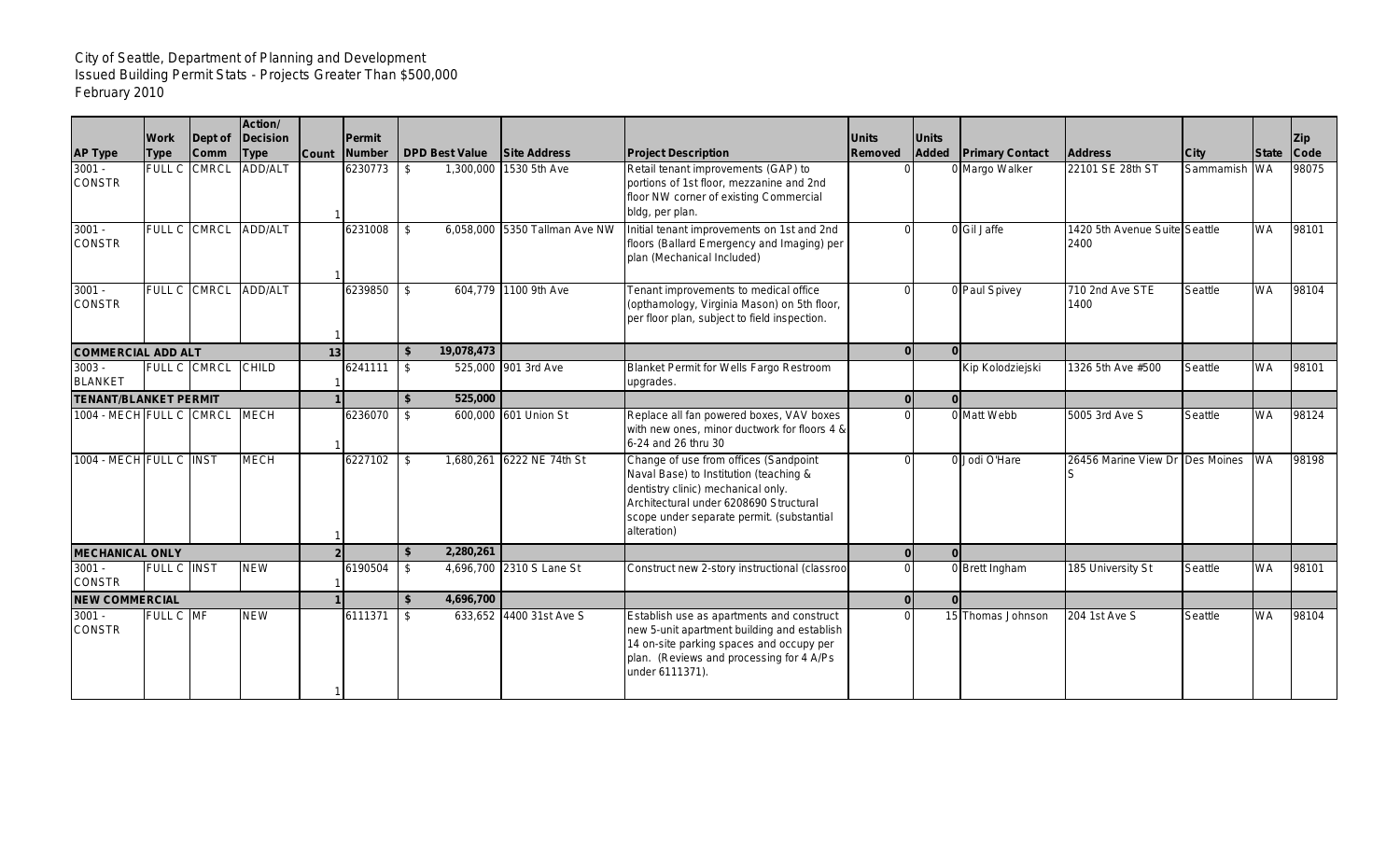City of Seattle, Department of Planning and Development
Issued Building Permit Stats - Projects Greater Than $500,000
February 2010

| AP Type | Work Type | Dept of Comm | Action/ Decision Type | Count | Permit Number | DPD Best Value | Site Address | Project Description | Units Removed | Units Added | Primary Contact | Address | City | State | Zip Code |
|---|---|---|---|---|---|---|---|---|---|---|---|---|---|---|---|
| 3001 - CONSTR | FULL C | CMRCL | ADD/ALT | 1 | 6230773 | $ 1,300,000 | 1530 5th Ave | Retail tenant improvements (GAP) to portions of 1st floor, mezzanine and 2nd floor NW corner of existing Commercial bldg, per plan. | 0 | 0 | Margo Walker | 22101 SE 28th ST | Sammamish | WA | 98075 |
| 3001 - CONSTR | FULL C | CMRCL | ADD/ALT | 1 | 6231008 | $ 6,058,000 | 5350 Tallman Ave NW | Initial tenant improvements on 1st and 2nd floors (Ballard Emergency and Imaging) per plan (Mechanical Included) | 0 | 0 | Gil Jaffe | 1420 5th Avenue Suite 2400 | Seattle | WA | 98101 |
| 3001 - CONSTR | FULL C | CMRCL | ADD/ALT | 1 | 6239850 | $ 604,779 | 1100 9th Ave | Tenant improvements to medical office (opthamology, Virginia Mason) on 5th floor, per floor plan, subject to field inspection. | 0 | 0 | Paul Spivey | 710 2nd Ave STE 1400 | Seattle | WA | 98104 |
| **COMMERCIAL ADD ALT** | | | | **13** | | **$ 19,078,473** | | | **0** | **0** | | | | | |
| 3003 - BLANKET | FULL C | CMRCL | CHILD | 1 | 6241111 | $ 525,000 | 901 3rd Ave | Blanket Permit for Wells Fargo Restroom upgrades. | | | Kip Kolodziejski | 1326 5th Ave #500 | Seattle | WA | 98101 |
| **TENANT/BLANKET PERMIT** | | | | **1** | | **$ 525,000** | | | **0** | **0** | | | | | |
| 1004 - MECH | FULL C | CMRCL | MECH | 1 | 6236070 | $ 600,000 | 601 Union St | Replace all fan powered boxes, VAV boxes with new ones, minor ductwork for floors 4 & 6-24 and 26 thru 30 | 0 | 0 | Matt Webb | 5005 3rd Ave S | Seattle | WA | 98124 |
| 1004 - MECH | FULL C | INST | MECH | 1 | 6227102 | $ 1,680,261 | 6222 NE 74th St | Change of use from offices (Sandpoint Naval Base) to Institution (teaching & dentistry clinic) mechanical only. Architectural under 6208690 Structural scope under separate permit. (substantial alteration) | 0 | 0 | Jodi O'Hare | 26456 Marine View Dr S | Des Moines | WA | 98198 |
| **MECHANICAL ONLY** | | | | **2** | | **$ 2,280,261** | | | **0** | **0** | | | | | |
| 3001 - CONSTR | FULL C | INST | NEW | 1 | 6190504 | $ 4,696,700 | 2310 S Lane St | Construct new 2-story instructional (classroo | 0 | 0 | Brett Ingham | 185 University St | Seattle | WA | 98101 |
| **NEW COMMERCIAL** | | | | **1** | | **$ 4,696,700** | | | **0** | **0** | | | | | |
| 3001 - CONSTR | FULL C | MF | NEW | 1 | 6111371 | $ 633,652 | 4400 31st Ave S | Establish use as apartments and construct new 5-unit apartment building and establish 14 on-site parking spaces and occupy per plan. (Reviews and processing for 4 A/Ps under 6111371). | 0 | 15 | Thomas Johnson | 204 1st Ave S | Seattle | WA | 98104 |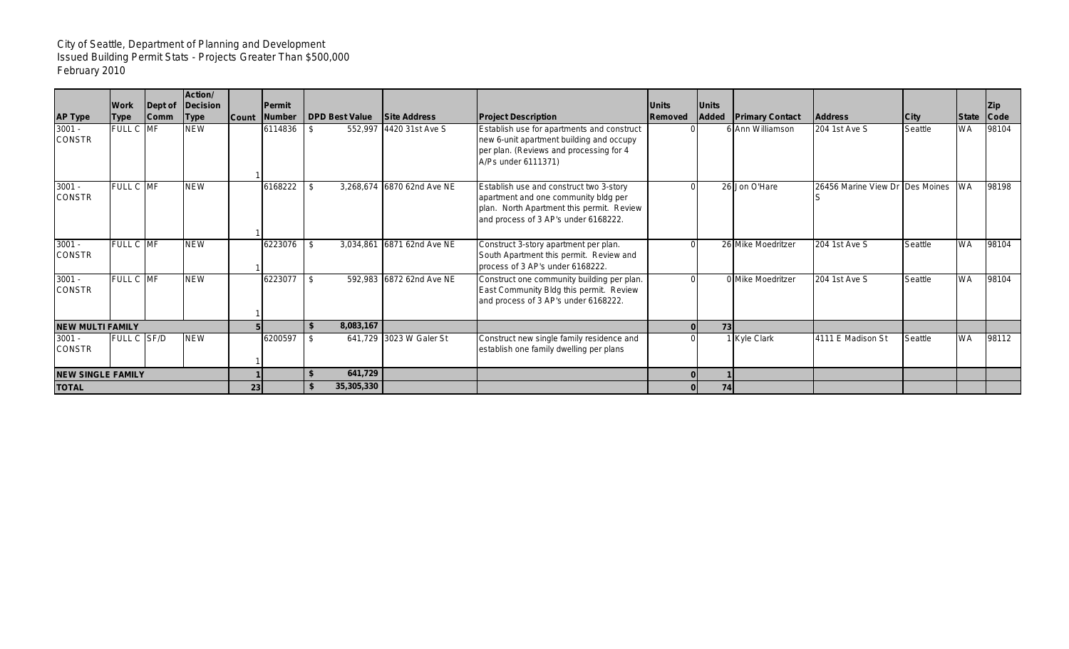City of Seattle, Department of Planning and Development
Issued Building Permit Stats - Projects Greater Than $500,000
February 2010

| AP Type | Work Type | Dept of Comm | Action/ Decision Type | Count | Permit Number | DPD Best Value | Site Address | Project Description | Units Removed | Units Added | Primary Contact | Address | City | State | Zip Code |
|---|---|---|---|---|---|---|---|---|---|---|---|---|---|---|---|
| 3001 - CONSTR | FULL C | MF | NEW | 1 | 6114836 | $ 552,997 | 4420 31st Ave S | Establish use for apartments and construct new 6-unit apartment building and occupy per plan. (Reviews and processing for 4 A/Ps under 6111371) | 0 | 6 | Ann Williamson | 204 1st Ave S | Seattle | WA | 98104 |
| 3001 - CONSTR | FULL C | MF | NEW | 1 | 6168222 | $ 3,268,674 | 6870 62nd Ave NE | Establish use and construct two 3-story apartment and one community bldg per plan. North Apartment this permit. Review and process of 3 AP's under 6168222. | 0 | 26 | Jon O'Hare | 26456 Marine View Dr S | Des Moines | WA | 98198 |
| 3001 - CONSTR | FULL C | MF | NEW | 1 | 6223076 | $ 3,034,861 | 6871 62nd Ave NE | Construct 3-story apartment per plan. South Apartment this permit. Review and process of 3 AP's under 6168222. | 0 | 26 | Mike Moedritzer | 204 1st Ave S | Seattle | WA | 98104 |
| 3001 - CONSTR | FULL C | MF | NEW | 1 | 6223077 | $ 592,983 | 6872 62nd Ave NE | Construct one community building per plan. East Community Bldg this permit. Review and process of 3 AP's under 6168222. | 0 | 0 | Mike Moedritzer | 204 1st Ave S | Seattle | WA | 98104 |
| **NEW MULTI FAMILY** | | | | **5** | | **$ 8,083,167** | | | **0** | **73** | | | | | |
| 3001 - CONSTR | FULL C | SF/D | NEW | 1 | 6200597 | $ 641,729 | 3023 W Galer St | Construct new single family residence and establish one family dwelling per plans | 0 | 1 | Kyle Clark | 4111 E Madison St | Seattle | WA | 98112 |
| **NEW SINGLE FAMILY** | | | | **1** | | **$ 641,729** | | | **0** | **1** | | | | | |
| **TOTAL** | | | | **23** | | **$ 35,305,330** | | | **0** | **74** | | | | | |